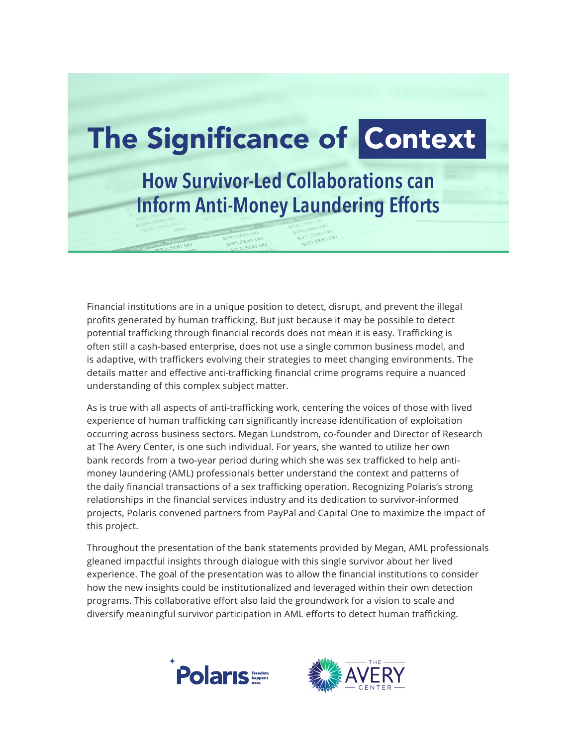# The Significance of Context

## How Survivor-Led Collaborations can Inform Anti-Money Laundering Efforts

Financial institutions are in a unique position to detect, disrupt, and prevent the illegal profits generated by human trafficking. But just because it may be possible to detect potential trafficking through financial records does not mean it is easy. Trafficking is often still a cash-based enterprise, does not use a single common business model, and is adaptive, with traffickers evolving their strategies to meet changing environments. The details matter and effective anti-trafficking financial crime programs require a nuanced understanding of this complex subject matter.

As is true with all aspects of anti-trafficking work, centering the voices of those with lived experience of human trafficking can significantly increase identification of exploitation occurring across business sectors. Megan Lundstrom, co-founder and Director of Research at The Avery Center, is one such individual. For years, she wanted to utilize her own bank records from a two-year period during which she was sex trafficked to help anti-money laundering (AML) professionals better understand the context and patterns of the daily financial transactions of a sex trafficking operation. Recognizing Polaris's strong relationships in the financial services industry and its dedication to survivor-informed projects, Polaris convened partners from PayPal and Capital One to maximize the impact of this project.

Throughout the presentation of the bank statements provided by Megan, AML professionals gleaned impactful insights through dialogue with this single survivor about her lived experience. The goal of the presentation was to allow the financial institutions to consider how the new insights could be institutionalized and leveraged within their own detection programs. This collaborative effort also laid the groundwork for a vision to scale and diversify meaningful survivor participation in AML efforts to detect human trafficking.

Polaris — Freedom happens now.

THE AVERY CENTER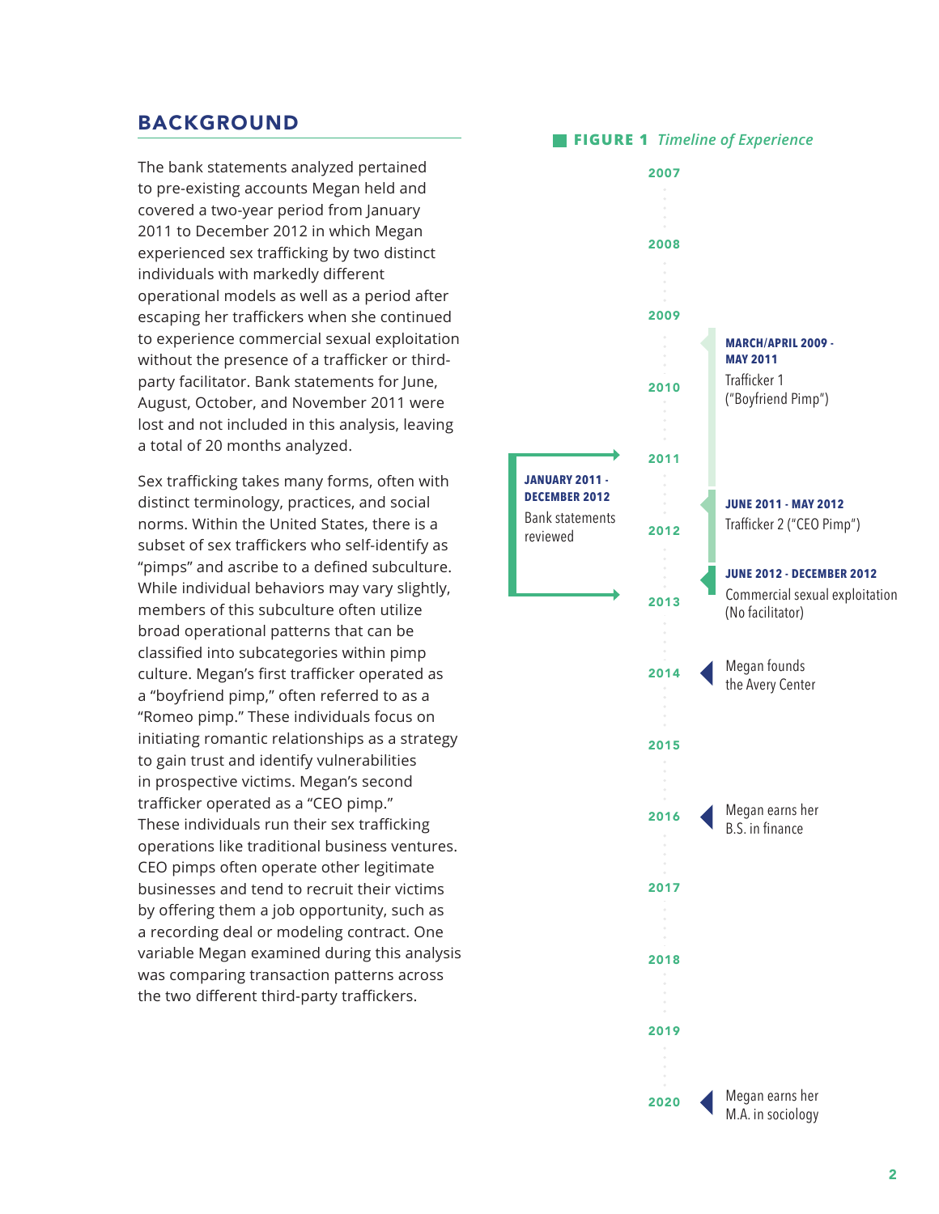## BACKGROUND

The bank statements analyzed pertained to pre-existing accounts Megan held and covered a two-year period from January 2011 to December 2012 in which Megan experienced sex trafficking by two distinct individuals with markedly different operational models as well as a period after escaping her traffickers when she continued to experience commercial sexual exploitation without the presence of a trafficker or third-party facilitator. Bank statements for June, August, October, and November 2011 were lost and not included in this analysis, leaving a total of 20 months analyzed.

Sex trafficking takes many forms, often with distinct terminology, practices, and social norms. Within the United States, there is a subset of sex traffickers who self-identify as "pimps" and ascribe to a defined subculture. While individual behaviors may vary slightly, members of this subculture often utilize broad operational patterns that can be classified into subcategories within pimp culture. Megan's first trafficker operated as a "boyfriend pimp," often referred to as a "Romeo pimp." These individuals focus on initiating romantic relationships as a strategy to gain trust and identify vulnerabilities in prospective victims. Megan's second trafficker operated as a "CEO pimp." These individuals run their sex trafficking operations like traditional business ventures. CEO pimps often operate other legitimate businesses and tend to recruit their victims by offering them a job opportunity, such as a recording deal or modeling contract. One variable Megan examined during this analysis was comparing transaction patterns across the two different third-party traffickers.

**FIGURE 1** *Timeline of Experience*

| Year | Event |
|---|---|
| 2007 | |
| 2008 | |
| 2009 | **MARCH/APRIL 2009 - MAY 2011** Trafficker 1 ("Boyfriend Pimp") |
| 2010 | |
| 2011 | **JANUARY 2011 - DECEMBER 2012** Bank statements reviewed; **JUNE 2011 - MAY 2012** Trafficker 2 ("CEO Pimp") |
| 2012 | **JUNE 2012 - DECEMBER 2012** Commercial sexual exploitation (No facilitator) |
| 2013 | |
| 2014 | Megan founds the Avery Center |
| 2015 | |
| 2016 | Megan earns her B.S. in finance |
| 2017 | |
| 2018 | |
| 2019 | |
| 2020 | Megan earns her M.A. in sociology |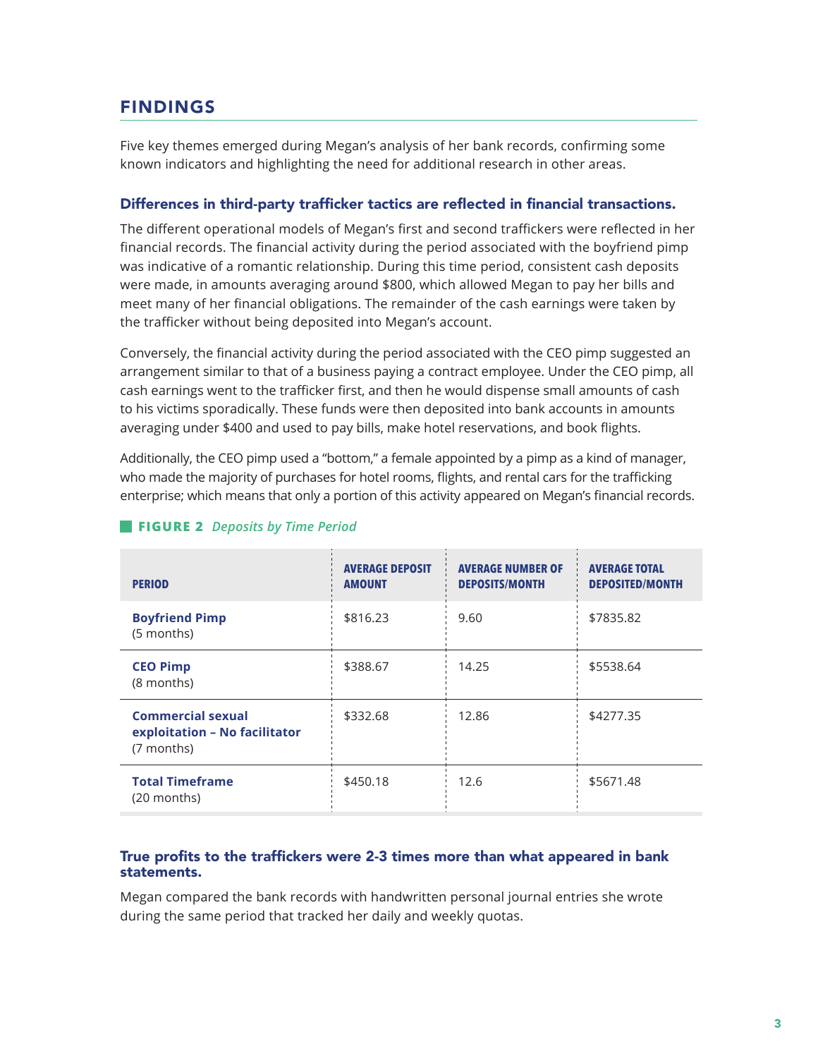## FINDINGS

Five key themes emerged during Megan's analysis of her bank records, confirming some known indicators and highlighting the need for additional research in other areas.

### Differences in third-party trafficker tactics are reflected in financial transactions.

The different operational models of Megan's first and second traffickers were reflected in her financial records. The financial activity during the period associated with the boyfriend pimp was indicative of a romantic relationship. During this time period, consistent cash deposits were made, in amounts averaging around $800, which allowed Megan to pay her bills and meet many of her financial obligations. The remainder of the cash earnings were taken by the trafficker without being deposited into Megan's account.

Conversely, the financial activity during the period associated with the CEO pimp suggested an arrangement similar to that of a business paying a contract employee. Under the CEO pimp, all cash earnings went to the trafficker first, and then he would dispense small amounts of cash to his victims sporadically. These funds were then deposited into bank accounts in amounts averaging under $400 and used to pay bills, make hotel reservations, and book flights.

Additionally, the CEO pimp used a "bottom," a female appointed by a pimp as a kind of manager, who made the majority of purchases for hotel rooms, flights, and rental cars for the trafficking enterprise; which means that only a portion of this activity appeared on Megan's financial records.

**FIGURE 2** *Deposits by Time Period*

| PERIOD | AVERAGE DEPOSIT AMOUNT | AVERAGE NUMBER OF DEPOSITS/MONTH | AVERAGE TOTAL DEPOSITED/MONTH |
|---|---|---|---|
| **Boyfriend Pimp** (5 months) | $816.23 | 9.60 | $7835.82 |
| **CEO Pimp** (8 months) | $388.67 | 14.25 | $5538.64 |
| **Commercial sexual exploitation – No facilitator** (7 months) | $332.68 | 12.86 | $4277.35 |
| **Total Timeframe** (20 months) | $450.18 | 12.6 | $5671.48 |

### True profits to the traffickers were 2-3 times more than what appeared in bank statements.

Megan compared the bank records with handwritten personal journal entries she wrote during the same period that tracked her daily and weekly quotas.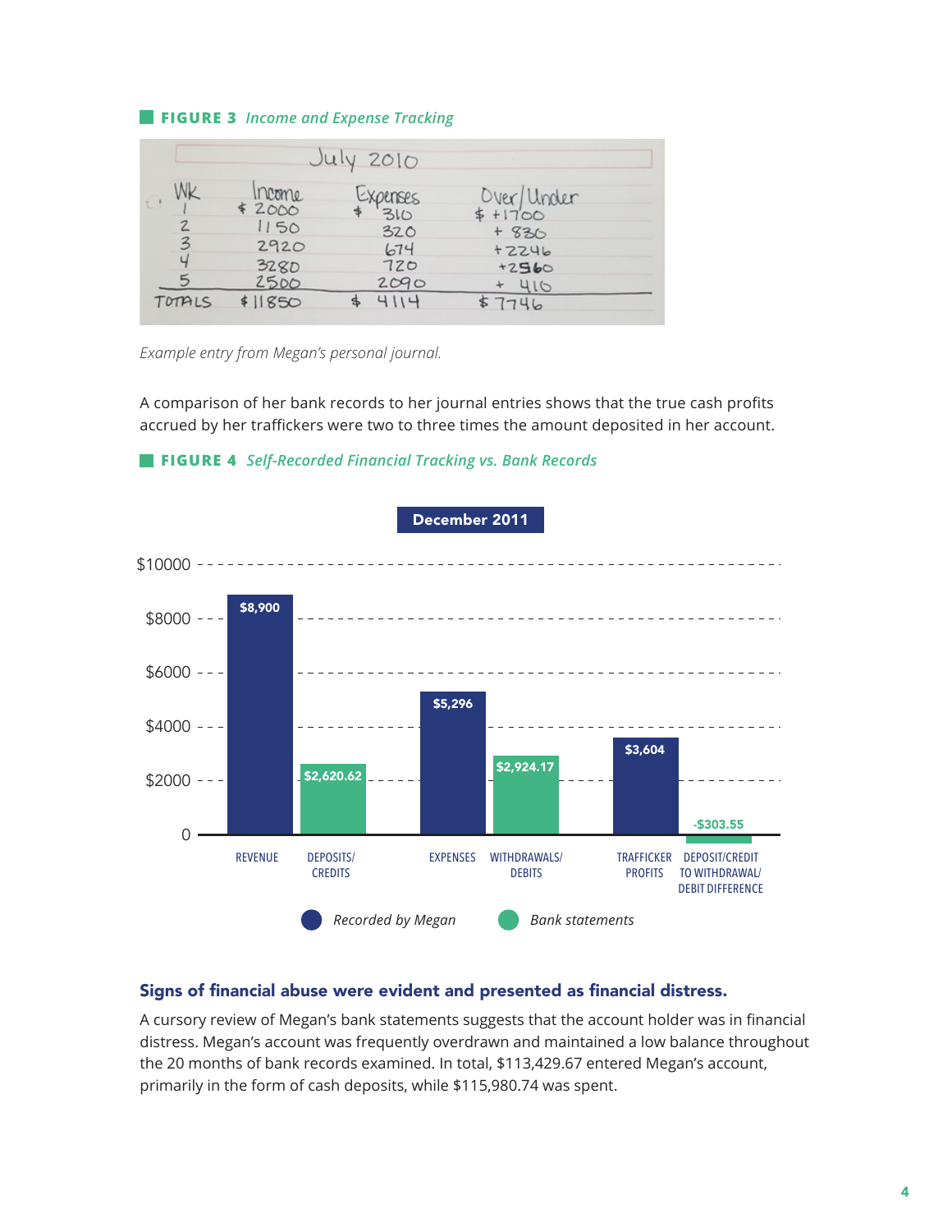**FIGURE 3** *Income and Expense Tracking*

| July 2010 | | | |
| --- | --- | --- | --- |
| Wk | Income | Expenses | Over/Under |
| 1 | $ 2000 | $ 310 | $ +1700 |
| 2 | 1150 | 320 | + 830 |
| 3 | 2920 | 674 | +2246 |
| 4 | 3280 | 720 | +2560 |
| 5 | 2500 | 2090 | + 410 |
| TOTALS | $ 11850 | $ 4114 | $ 7746 |

*Example entry from Megan's personal journal.*

A comparison of her bank records to her journal entries shows that the true cash profits accrued by her traffickers were two to three times the amount deposited in her account.

**FIGURE 4** *Self-Recorded Financial Tracking vs. Bank Records*

December 2011

| Category | Recorded by Megan | Bank statements |
| --- | --- | --- |
| Revenue / Deposits/Credits | $8,900 | $2,620.62 |
| Expenses / Withdrawals/Debits | $5,296 | $2,924.17 |
| Trafficker Profits / Deposit/Credit to Withdrawal/Debit Difference | $3,604 | -$303.55 |

### Signs of financial abuse were evident and presented as financial distress.

A cursory review of Megan's bank statements suggests that the account holder was in financial distress. Megan's account was frequently overdrawn and maintained a low balance throughout the 20 months of bank records examined. In total, $113,429.67 entered Megan's account, primarily in the form of cash deposits, while $115,980.74 was spent.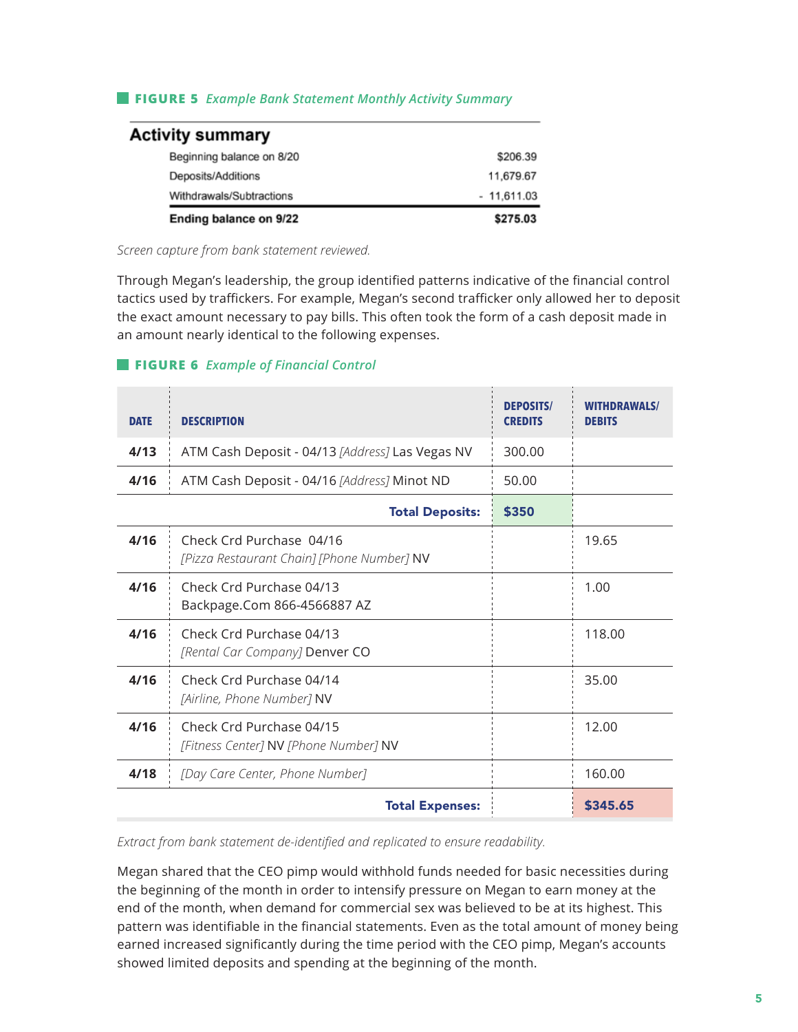**FIGURE 5** *Example Bank Statement Monthly Activity Summary*

| Activity summary | |
|---|---|
| Beginning balance on 8/20 | $206.39 |
| Deposits/Additions | 11,679.67 |
| Withdrawals/Subtractions | - 11,611.03 |
| **Ending balance on 9/22** | **$275.03** |

*Screen capture from bank statement reviewed.*

Through Megan's leadership, the group identified patterns indicative of the financial control tactics used by traffickers. For example, Megan's second trafficker only allowed her to deposit the exact amount necessary to pay bills. This often took the form of a cash deposit made in an amount nearly identical to the following expenses.

**FIGURE 6** *Example of Financial Control*

| DATE | DESCRIPTION | DEPOSITS/ CREDITS | WITHDRAWALS/ DEBITS |
|---|---|---|---|
| **4/13** | ATM Cash Deposit - 04/13 *[Address]* Las Vegas NV | 300.00 | |
| **4/16** | ATM Cash Deposit - 04/16 *[Address]* Minot ND | 50.00 | |
| | **Total Deposits:** | **$350** | |
| **4/16** | Check Crd Purchase 04/16 *[Pizza Restaurant Chain] [Phone Number]* NV | | 19.65 |
| **4/16** | Check Crd Purchase 04/13 Backpage.Com 866-4566887 AZ | | 1.00 |
| **4/16** | Check Crd Purchase 04/13 *[Rental Car Company]* Denver CO | | 118.00 |
| **4/16** | Check Crd Purchase 04/14 *[Airline, Phone Number]* NV | | 35.00 |
| **4/16** | Check Crd Purchase 04/15 *[Fitness Center]* NV *[Phone Number]* NV | | 12.00 |
| **4/18** | *[Day Care Center, Phone Number]* | | 160.00 |
| | **Total Expenses:** | | **$345.65** |

*Extract from bank statement de-identified and replicated to ensure readability.*

Megan shared that the CEO pimp would withhold funds needed for basic necessities during the beginning of the month in order to intensify pressure on Megan to earn money at the end of the month, when demand for commercial sex was believed to be at its highest. This pattern was identifiable in the financial statements. Even as the total amount of money being earned increased significantly during the time period with the CEO pimp, Megan's accounts showed limited deposits and spending at the beginning of the month.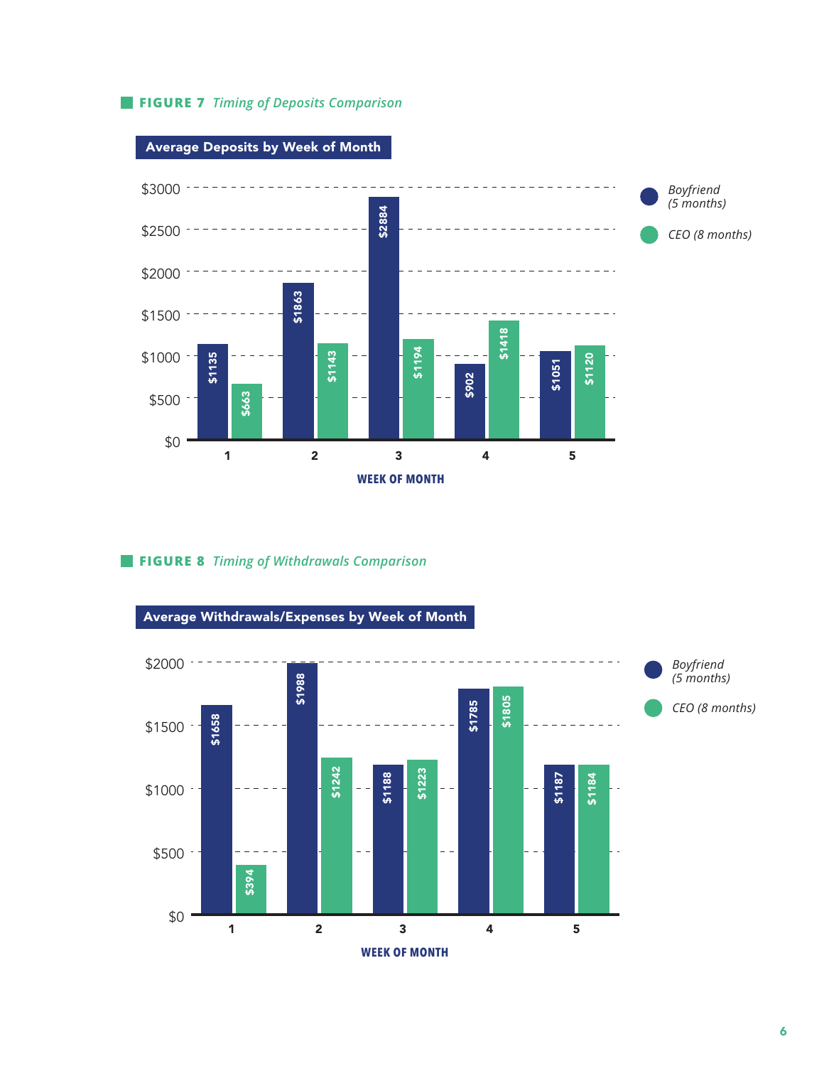**FIGURE 7** *Timing of Deposits Comparison*

**Average Deposits by Week of Month**

| Week of Month | Boyfriend (5 months) | CEO (8 months) |
|---|---|---|
| 1 | $1135 | $663 |
| 2 | $1863 | $1143 |
| 3 | $2884 | $1194 |
| 4 | $902 | $1418 |
| 5 | $1051 | $1120 |

**FIGURE 8** *Timing of Withdrawals Comparison*

**Average Withdrawals/Expenses by Week of Month**

| Week of Month | Boyfriend (5 months) | CEO (8 months) |
|---|---|---|
| 1 | $1658 | $394 |
| 2 | $1988 | $1242 |
| 3 | $1188 | $1223 |
| 4 | $1785 | $1805 |
| 5 | $1187 | $1184 |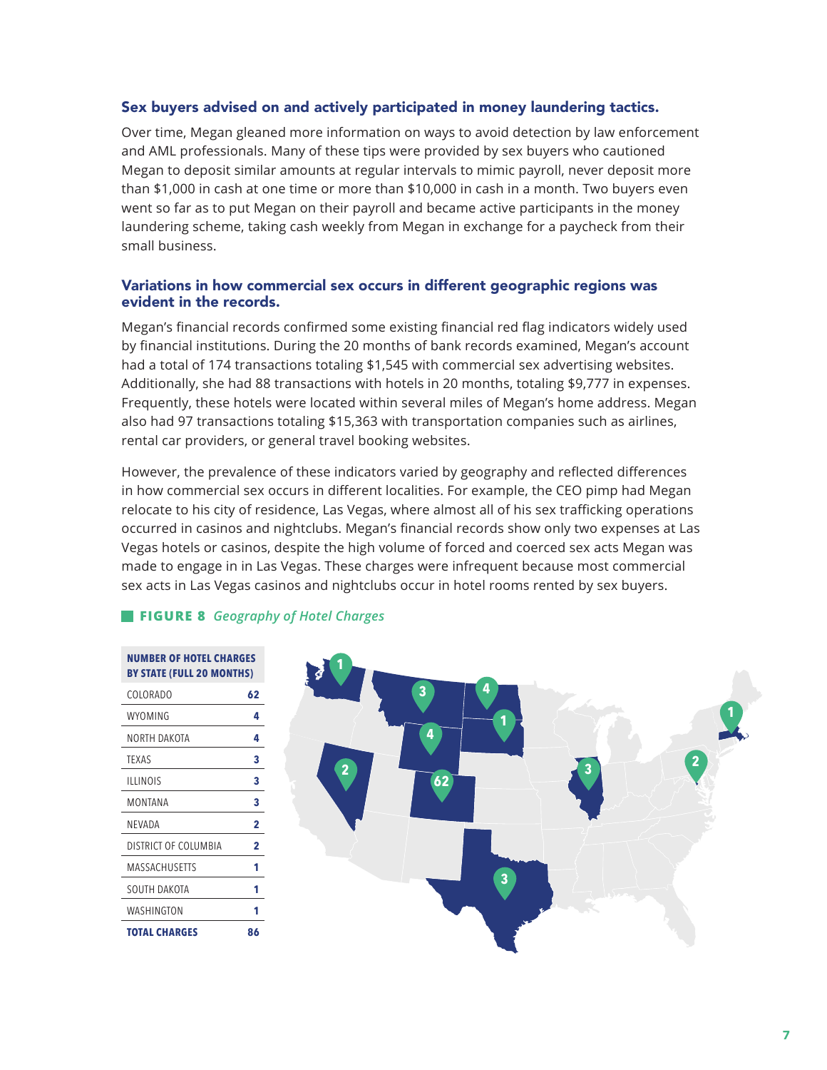### Sex buyers advised on and actively participated in money laundering tactics.

Over time, Megan gleaned more information on ways to avoid detection by law enforcement and AML professionals. Many of these tips were provided by sex buyers who cautioned Megan to deposit similar amounts at regular intervals to mimic payroll, never deposit more than $1,000 in cash at one time or more than $10,000 in cash in a month. Two buyers even went so far as to put Megan on their payroll and became active participants in the money laundering scheme, taking cash weekly from Megan in exchange for a paycheck from their small business.

### Variations in how commercial sex occurs in different geographic regions was evident in the records.

Megan's financial records confirmed some existing financial red flag indicators widely used by financial institutions. During the 20 months of bank records examined, Megan's account had a total of 174 transactions totaling $1,545 with commercial sex advertising websites. Additionally, she had 88 transactions with hotels in 20 months, totaling $9,777 in expenses. Frequently, these hotels were located within several miles of Megan's home address. Megan also had 97 transactions totaling $15,363 with transportation companies such as airlines, rental car providers, or general travel booking websites.

However, the prevalence of these indicators varied by geography and reflected differences in how commercial sex occurs in different localities. For example, the CEO pimp had Megan relocate to his city of residence, Las Vegas, where almost all of his sex trafficking operations occurred in casinos and nightclubs. Megan's financial records show only two expenses at Las Vegas hotels or casinos, despite the high volume of forced and coerced sex acts Megan was made to engage in in Las Vegas. These charges were infrequent because most commercial sex acts in Las Vegas casinos and nightclubs occur in hotel rooms rented by sex buyers.

**FIGURE 8** *Geography of Hotel Charges*

| NUMBER OF HOTEL CHARGES BY STATE (FULL 20 MONTHS) | |
|---|---|
| COLORADO | 62 |
| WYOMING | 4 |
| NORTH DAKOTA | 4 |
| TEXAS | 3 |
| ILLINOIS | 3 |
| MONTANA | 3 |
| NEVADA | 2 |
| DISTRICT OF COLUMBIA | 2 |
| MASSACHUSETTS | 1 |
| SOUTH DAKOTA | 1 |
| WASHINGTON | 1 |
| **TOTAL CHARGES** | **86** |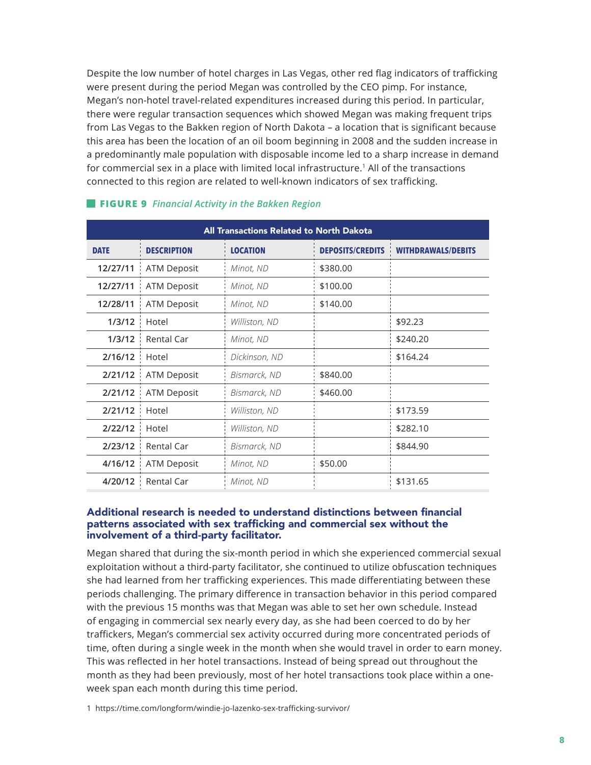Despite the low number of hotel charges in Las Vegas, other red flag indicators of trafficking were present during the period Megan was controlled by the CEO pimp. For instance, Megan's non-hotel travel-related expenditures increased during this period. In particular, there were regular transaction sequences which showed Megan was making frequent trips from Las Vegas to the Bakken region of North Dakota – a location that is significant because this area has been the location of an oil boom beginning in 2008 and the sudden increase in a predominantly male population with disposable income led to a sharp increase in demand for commercial sex in a place with limited local infrastructure.[1] All of the transactions connected to this region are related to well-known indicators of sex trafficking.

**FIGURE 9** *Financial Activity in the Bakken Region*

| All Transactions Related to North Dakota | | | | |
|---|---|---|---|---|
| **DATE** | **DESCRIPTION** | **LOCATION** | **DEPOSITS/CREDITS** | **WITHDRAWALS/DEBITS** |
| 12/27/11 | ATM Deposit | *Minot, ND* | $380.00 | |
| 12/27/11 | ATM Deposit | *Minot, ND* | $100.00 | |
| 12/28/11 | ATM Deposit | *Minot, ND* | $140.00 | |
| 1/3/12 | Hotel | *Williston, ND* | | $92.23 |
| 1/3/12 | Rental Car | *Minot, ND* | | $240.20 |
| 2/16/12 | Hotel | *Dickinson, ND* | | $164.24 |
| 2/21/12 | ATM Deposit | *Bismarck, ND* | $840.00 | |
| 2/21/12 | ATM Deposit | *Bismarck, ND* | $460.00 | |
| 2/21/12 | Hotel | *Williston, ND* | | $173.59 |
| 2/22/12 | Hotel | *Williston, ND* | | $282.10 |
| 2/23/12 | Rental Car | *Bismarck, ND* | | $844.90 |
| 4/16/12 | ATM Deposit | *Minot, ND* | $50.00 | |
| 4/20/12 | Rental Car | *Minot, ND* | | $131.65 |

### Additional research is needed to understand distinctions between financial patterns associated with sex trafficking and commercial sex without the involvement of a third-party facilitator.

Megan shared that during the six-month period in which she experienced commercial sexual exploitation without a third-party facilitator, she continued to utilize obfuscation techniques she had learned from her trafficking experiences. This made differentiating between these periods challenging. The primary difference in transaction behavior in this period compared with the previous 15 months was that Megan was able to set her own schedule. Instead of engaging in commercial sex nearly every day, as she had been coerced to do by her traffickers, Megan's commercial sex activity occurred during more concentrated periods of time, often during a single week in the month when she would travel in order to earn money. This was reflected in her hotel transactions. Instead of being spread out throughout the month as they had been previously, most of her hotel transactions took place within a one-week span each month during this time period.

1 https://time.com/longform/windie-jo-lazenko-sex-trafficking-survivor/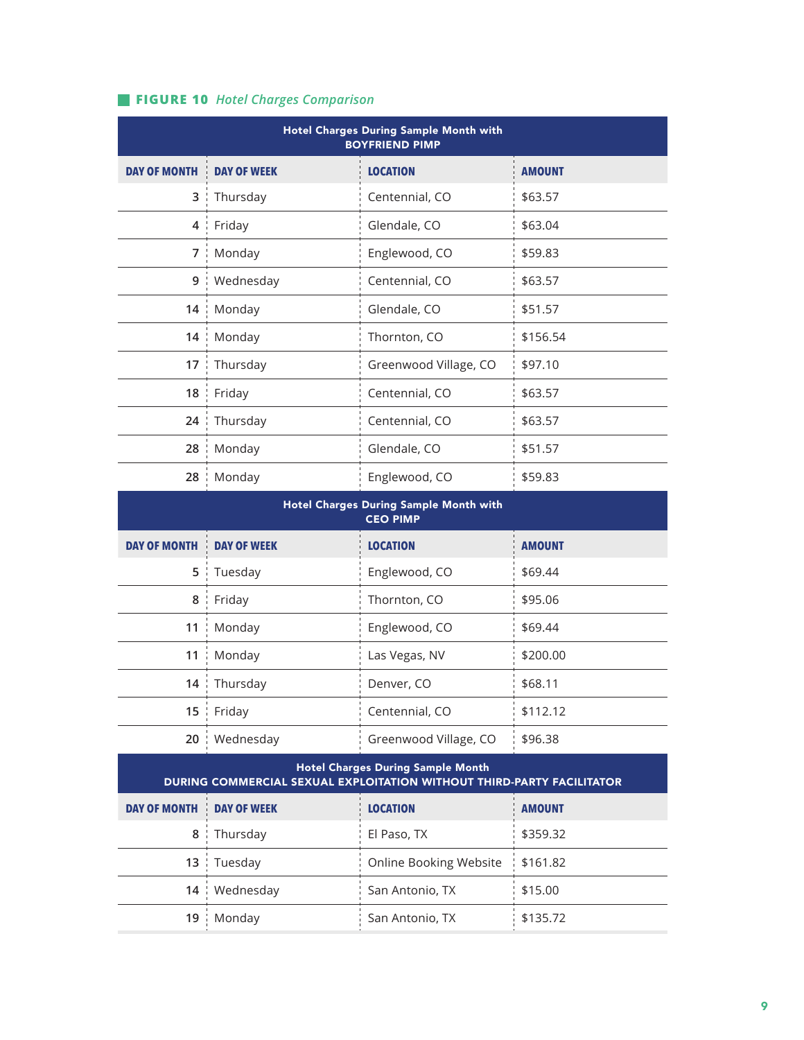**FIGURE 10** *Hotel Charges Comparison*

| Hotel Charges During Sample Month with BOYFRIEND PIMP | | | |
|---|---|---|---|
| **DAY OF MONTH** | **DAY OF WEEK** | **LOCATION** | **AMOUNT** |
| 3 | Thursday | Centennial, CO | $63.57 |
| 4 | Friday | Glendale, CO | $63.04 |
| 7 | Monday | Englewood, CO | $59.83 |
| 9 | Wednesday | Centennial, CO | $63.57 |
| 14 | Monday | Glendale, CO | $51.57 |
| 14 | Monday | Thornton, CO | $156.54 |
| 17 | Thursday | Greenwood Village, CO | $97.10 |
| 18 | Friday | Centennial, CO | $63.57 |
| 24 | Thursday | Centennial, CO | $63.57 |
| 28 | Monday | Glendale, CO | $51.57 |
| 28 | Monday | Englewood, CO | $59.83 |
| **Hotel Charges During Sample Month with CEO PIMP** | | | |
| **DAY OF MONTH** | **DAY OF WEEK** | **LOCATION** | **AMOUNT** |
| 5 | Tuesday | Englewood, CO | $69.44 |
| 8 | Friday | Thornton, CO | $95.06 |
| 11 | Monday | Englewood, CO | $69.44 |
| 11 | Monday | Las Vegas, NV | $200.00 |
| 14 | Thursday | Denver, CO | $68.11 |
| 15 | Friday | Centennial, CO | $112.12 |
| 20 | Wednesday | Greenwood Village, CO | $96.38 |
| **Hotel Charges During Sample Month DURING COMMERCIAL SEXUAL EXPLOITATION WITHOUT THIRD-PARTY FACILITATOR** | | | |
| **DAY OF MONTH** | **DAY OF WEEK** | **LOCATION** | **AMOUNT** |
| 8 | Thursday | El Paso, TX | $359.32 |
| 13 | Tuesday | Online Booking Website | $161.82 |
| 14 | Wednesday | San Antonio, TX | $15.00 |
| 19 | Monday | San Antonio, TX | $135.72 |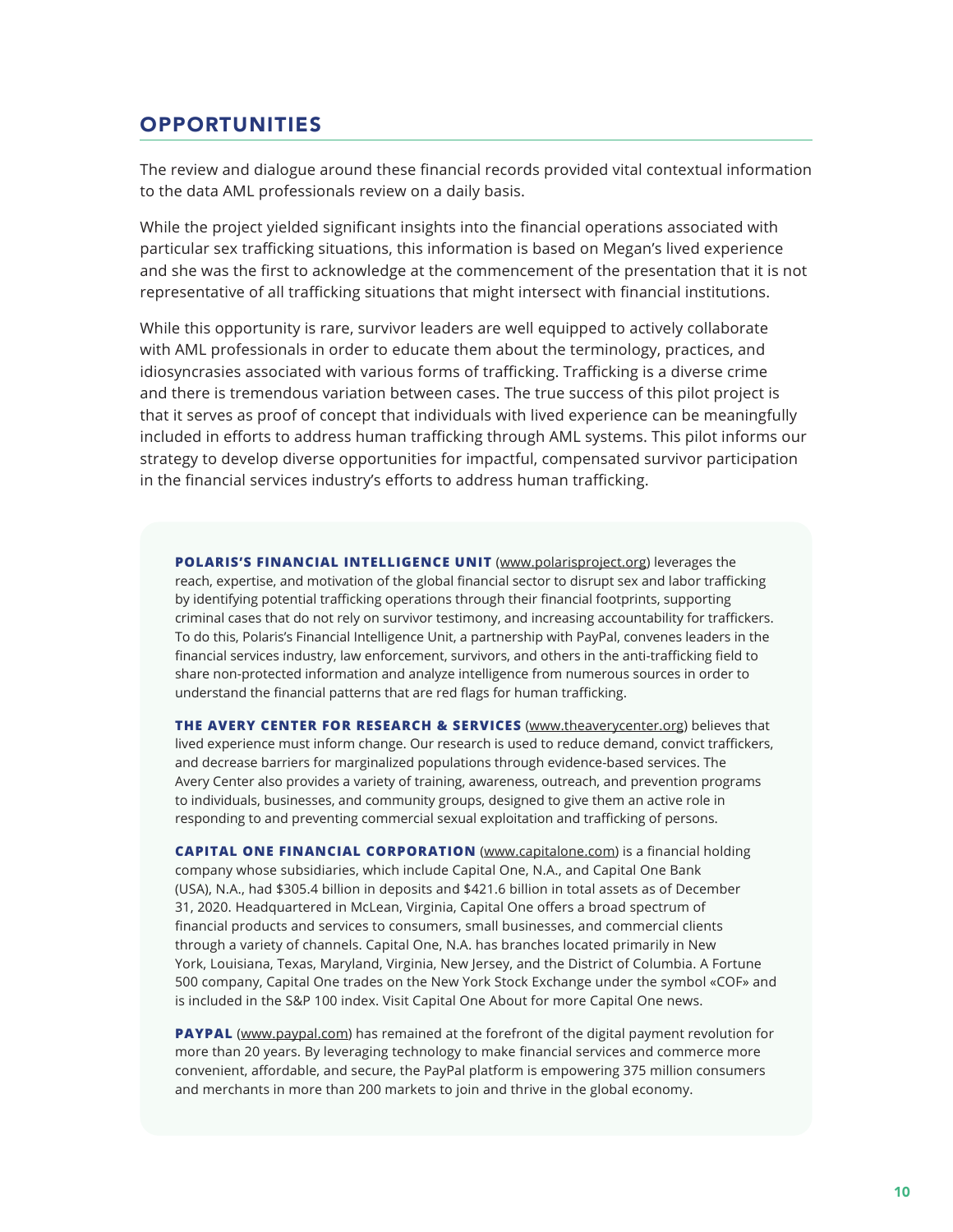## OPPORTUNITIES

The review and dialogue around these financial records provided vital contextual information to the data AML professionals review on a daily basis.

While the project yielded significant insights into the financial operations associated with particular sex trafficking situations, this information is based on Megan's lived experience and she was the first to acknowledge at the commencement of the presentation that it is not representative of all trafficking situations that might intersect with financial institutions.

While this opportunity is rare, survivor leaders are well equipped to actively collaborate with AML professionals in order to educate them about the terminology, practices, and idiosyncrasies associated with various forms of trafficking. Trafficking is a diverse crime and there is tremendous variation between cases. The true success of this pilot project is that it serves as proof of concept that individuals with lived experience can be meaningfully included in efforts to address human trafficking through AML systems. This pilot informs our strategy to develop diverse opportunities for impactful, compensated survivor participation in the financial services industry's efforts to address human trafficking.

**POLARIS'S FINANCIAL INTELLIGENCE UNIT** (www.polarisproject.org) leverages the reach, expertise, and motivation of the global financial sector to disrupt sex and labor trafficking by identifying potential trafficking operations through their financial footprints, supporting criminal cases that do not rely on survivor testimony, and increasing accountability for traffickers. To do this, Polaris's Financial Intelligence Unit, a partnership with PayPal, convenes leaders in the financial services industry, law enforcement, survivors, and others in the anti-trafficking field to share non-protected information and analyze intelligence from numerous sources in order to understand the financial patterns that are red flags for human trafficking.

**THE AVERY CENTER FOR RESEARCH & SERVICES** (www.theaverycenter.org) believes that lived experience must inform change. Our research is used to reduce demand, convict traffickers, and decrease barriers for marginalized populations through evidence-based services. The Avery Center also provides a variety of training, awareness, outreach, and prevention programs to individuals, businesses, and community groups, designed to give them an active role in responding to and preventing commercial sexual exploitation and trafficking of persons.

**CAPITAL ONE FINANCIAL CORPORATION** (www.capitalone.com) is a financial holding company whose subsidiaries, which include Capital One, N.A., and Capital One Bank (USA), N.A., had $305.4 billion in deposits and $421.6 billion in total assets as of December 31, 2020. Headquartered in McLean, Virginia, Capital One offers a broad spectrum of financial products and services to consumers, small businesses, and commercial clients through a variety of channels. Capital One, N.A. has branches located primarily in New York, Louisiana, Texas, Maryland, Virginia, New Jersey, and the District of Columbia. A Fortune 500 company, Capital One trades on the New York Stock Exchange under the symbol «COF» and is included in the S&P 100 index. Visit Capital One About for more Capital One news.

**PAYPAL** (www.paypal.com) has remained at the forefront of the digital payment revolution for more than 20 years. By leveraging technology to make financial services and commerce more convenient, affordable, and secure, the PayPal platform is empowering 375 million consumers and merchants in more than 200 markets to join and thrive in the global economy.